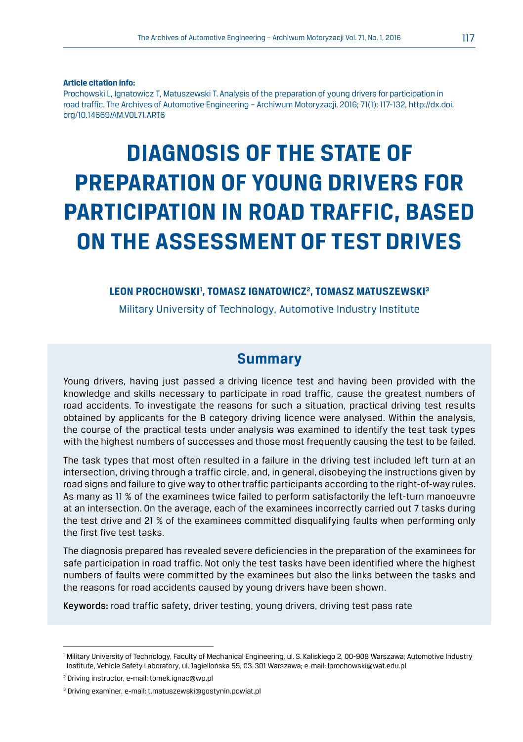**Article citation info:**

Prochowski L, Ignatowicz T, Matuszewski T. Analysis of the preparation of young drivers for participation in road traffic. The Archives of Automotive Engineering – Archiwum Motoryzacji. 2016; 71(1): 117-132, http://dx.doi.org/10.14669/AM.VOL71.ART6

# DIAGNOSIS OF THE STATE OF PREPARATION OF YOUNG DRIVERS FOR PARTICIPATION IN ROAD TRAFFIC, BASED ON THE ASSESSMENT OF TEST DRIVES

**LEON PROCHOWSKI[1], TOMASZ IGNATOWICZ[2], TOMASZ MATUSZEWSKI[3]**

Military University of Technology, Automotive Industry Institute

## Summary

Young drivers, having just passed a driving licence test and having been provided with the knowledge and skills necessary to participate in road traffic, cause the greatest numbers of road accidents. To investigate the reasons for such a situation, practical driving test results obtained by applicants for the B category driving licence were analysed. Within the analysis, the course of the practical tests under analysis was examined to identify the test task types with the highest numbers of successes and those most frequently causing the test to be failed.

The task types that most often resulted in a failure in the driving test included left turn at an intersection, driving through a traffic circle, and, in general, disobeying the instructions given by road signs and failure to give way to other traffic participants according to the right-of-way rules. As many as 11 % of the examinees twice failed to perform satisfactorily the left-turn manoeuvre at an intersection. On the average, each of the examinees incorrectly carried out 7 tasks during the test drive and 21 % of the examinees committed disqualifying faults when performing only the first five test tasks.

The diagnosis prepared has revealed severe deficiencies in the preparation of the examinees for safe participation in road traffic. Not only the test tasks have been identified where the highest numbers of faults were committed by the examinees but also the links between the tasks and the reasons for road accidents caused by young drivers have been shown.

**Keywords:** road traffic safety, driver testing, young drivers, driving test pass rate

---

[1] Military University of Technology, Faculty of Mechanical Engineering, ul. S. Kaliskiego 2, 00-908 Warszawa; Automotive Industry Institute, Vehicle Safety Laboratory, ul. Jagiellońska 55, 03-301 Warszawa; e-mail: lprochowski@wat.edu.pl

[2] Driving instructor, e-mail: tomek.ignac@wp.pl

[3] Driving examiner, e-mail: t.matuszewski@gostynin.powiat.pl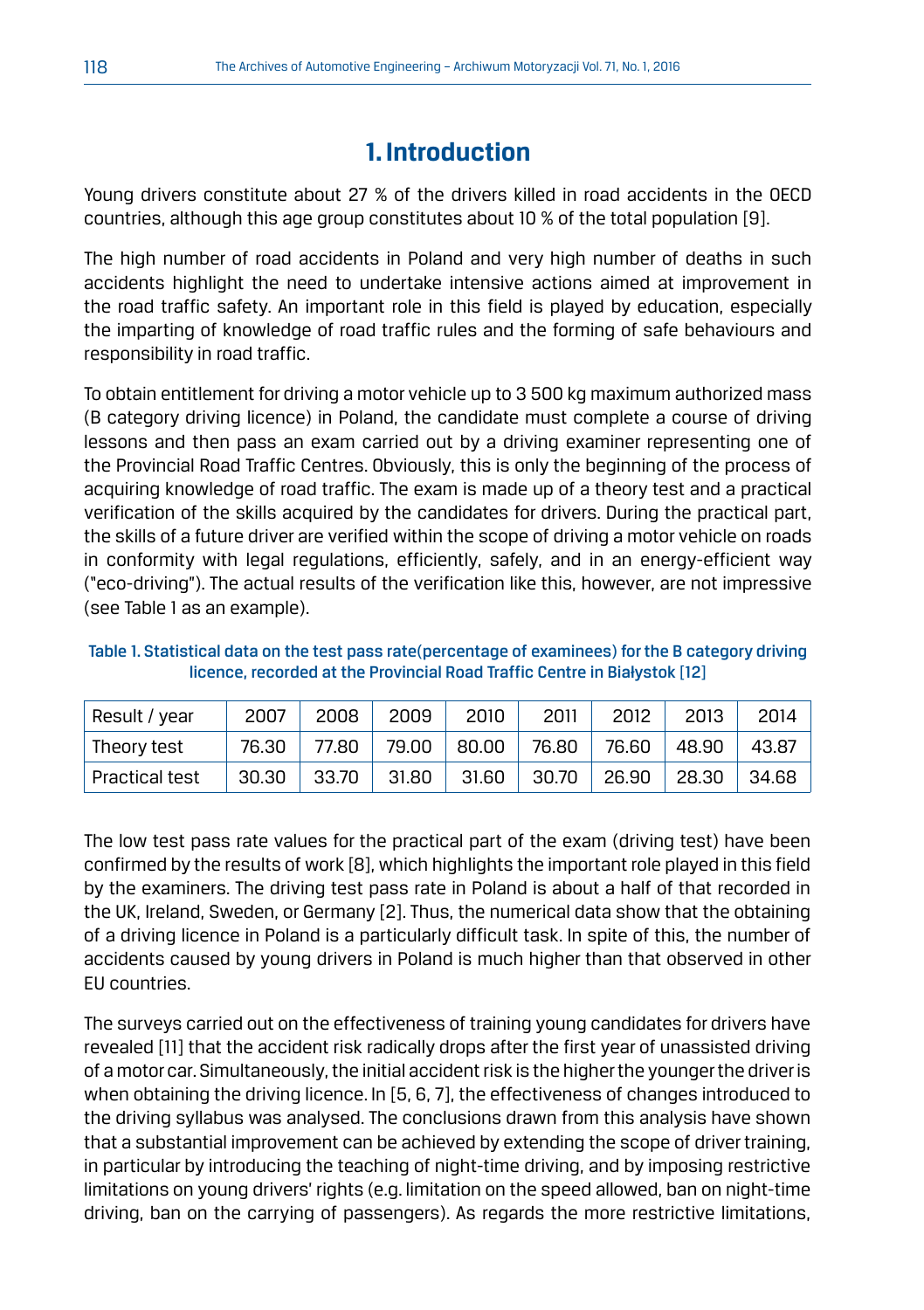# 1. Introduction

Young drivers constitute about 27 % of the drivers killed in road accidents in the OECD countries, although this age group constitutes about 10 % of the total population [9].

The high number of road accidents in Poland and very high number of deaths in such accidents highlight the need to undertake intensive actions aimed at improvement in the road traffic safety. An important role in this field is played by education, especially the imparting of knowledge of road traffic rules and the forming of safe behaviours and responsibility in road traffic.

To obtain entitlement for driving a motor vehicle up to 3 500 kg maximum authorized mass (B category driving licence) in Poland, the candidate must complete a course of driving lessons and then pass an exam carried out by a driving examiner representing one of the Provincial Road Traffic Centres. Obviously, this is only the beginning of the process of acquiring knowledge of road traffic. The exam is made up of a theory test and a practical verification of the skills acquired by the candidates for drivers. During the practical part, the skills of a future driver are verified within the scope of driving a motor vehicle on roads in conformity with legal regulations, efficiently, safely, and in an energy-efficient way ("eco-driving"). The actual results of the verification like this, however, are not impressive (see Table 1 as an example).

Table 1. Statistical data on the test pass rate(percentage of examinees) for the B category driving licence, recorded at the Provincial Road Traffic Centre in Białystok [12]

| Result / year | 2007 | 2008 | 2009 | 2010 | 2011 | 2012 | 2013 | 2014 |
|---|---|---|---|---|---|---|---|---|
| Theory test | 76.30 | 77.80 | 79.00 | 80.00 | 76.80 | 76.60 | 48.90 | 43.87 |
| Practical test | 30.30 | 33.70 | 31.80 | 31.60 | 30.70 | 26.90 | 28.30 | 34.68 |

The low test pass rate values for the practical part of the exam (driving test) have been confirmed by the results of work [8], which highlights the important role played in this field by the examiners. The driving test pass rate in Poland is about a half of that recorded in the UK, Ireland, Sweden, or Germany [2]. Thus, the numerical data show that the obtaining of a driving licence in Poland is a particularly difficult task. In spite of this, the number of accidents caused by young drivers in Poland is much higher than that observed in other EU countries.

The surveys carried out on the effectiveness of training young candidates for drivers have revealed [11] that the accident risk radically drops after the first year of unassisted driving of a motor car. Simultaneously, the initial accident risk is the higher the younger the driver is when obtaining the driving licence. In [5, 6, 7], the effectiveness of changes introduced to the driving syllabus was analysed. The conclusions drawn from this analysis have shown that a substantial improvement can be achieved by extending the scope of driver training, in particular by introducing the teaching of night-time driving, and by imposing restrictive limitations on young drivers' rights (e.g. limitation on the speed allowed, ban on night-time driving, ban on the carrying of passengers). As regards the more restrictive limitations,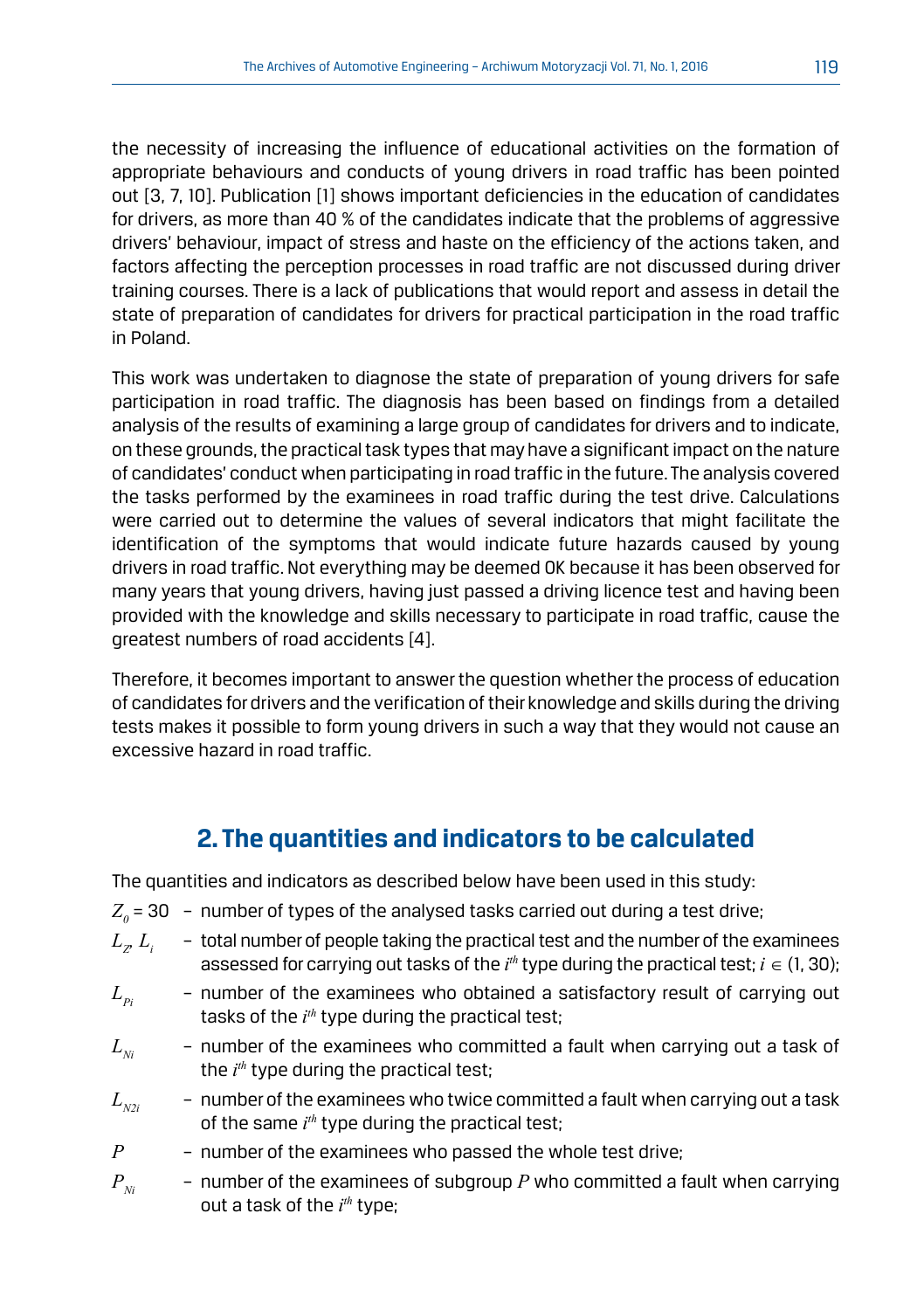the necessity of increasing the influence of educational activities on the formation of appropriate behaviours and conducts of young drivers in road traffic has been pointed out [3, 7, 10]. Publication [1] shows important deficiencies in the education of candidates for drivers, as more than 40 % of the candidates indicate that the problems of aggressive drivers' behaviour, impact of stress and haste on the efficiency of the actions taken, and factors affecting the perception processes in road traffic are not discussed during driver training courses. There is a lack of publications that would report and assess in detail the state of preparation of candidates for drivers for practical participation in the road traffic in Poland.

This work was undertaken to diagnose the state of preparation of young drivers for safe participation in road traffic. The diagnosis has been based on findings from a detailed analysis of the results of examining a large group of candidates for drivers and to indicate, on these grounds, the practical task types that may have a significant impact on the nature of candidates' conduct when participating in road traffic in the future. The analysis covered the tasks performed by the examinees in road traffic during the test drive. Calculations were carried out to determine the values of several indicators that might facilitate the identification of the symptoms that would indicate future hazards caused by young drivers in road traffic. Not everything may be deemed OK because it has been observed for many years that young drivers, having just passed a driving licence test and having been provided with the knowledge and skills necessary to participate in road traffic, cause the greatest numbers of road accidents [4].

Therefore, it becomes important to answer the question whether the process of education of candidates for drivers and the verification of their knowledge and skills during the driving tests makes it possible to form young drivers in such a way that they would not cause an excessive hazard in road traffic.

## 2. The quantities and indicators to be calculated

The quantities and indicators as described below have been used in this study:

- $Z_0 = 30$ – number of types of the analysed tasks carried out during a test drive;
- $L_Z$, $L_i$ – total number of people taking the practical test and the number of the examinees assessed for carrying out tasks of the $i^{th}$ type during the practical test; $i \in (1, 30)$;
- $L_{Pi}$ – number of the examinees who obtained a satisfactory result of carrying out tasks of the $i^{th}$ type during the practical test;
- $L_{Ni}$ – number of the examinees who committed a fault when carrying out a task of the $i^{th}$ type during the practical test;
- $L_{N2i}$ – number of the examinees who twice committed a fault when carrying out a task of the same $i^{th}$ type during the practical test;
- $P$ – number of the examinees who passed the whole test drive;
- $P_{Ni}$ – number of the examinees of subgroup $P$ who committed a fault when carrying out a task of the $i^{th}$ type;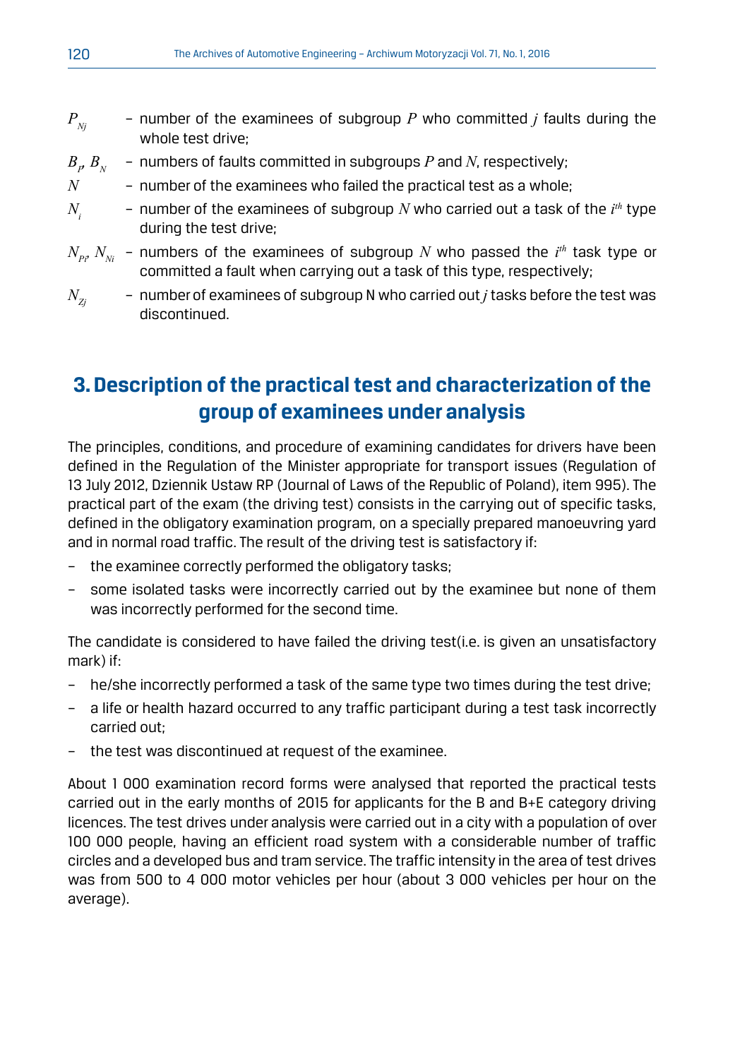$P_{Nj}$ – number of the examinees of subgroup $P$ who committed $j$ faults during the whole test drive;

$B_P$, $B_N$ – numbers of faults committed in subgroups $P$ and $N$, respectively;

$N$ – number of the examinees who failed the practical test as a whole;

$N_i$ – number of the examinees of subgroup $N$ who carried out a task of the $i^{th}$ type during the test drive;

$N_{Pi}$, $N_{Ni}$ – numbers of the examinees of subgroup $N$ who passed the $i^{th}$ task type or committed a fault when carrying out a task of this type, respectively;

$N_{Zj}$ – number of examinees of subgroup N who carried out $j$ tasks before the test was discontinued.

## 3. Description of the practical test and characterization of the group of examinees under analysis

The principles, conditions, and procedure of examining candidates for drivers have been defined in the Regulation of the Minister appropriate for transport issues (Regulation of 13 July 2012, Dziennik Ustaw RP (Journal of Laws of the Republic of Poland), item 995). The practical part of the exam (the driving test) consists in the carrying out of specific tasks, defined in the obligatory examination program, on a specially prepared manoeuvring yard and in normal road traffic. The result of the driving test is satisfactory if:

- the examinee correctly performed the obligatory tasks;
- some isolated tasks were incorrectly carried out by the examinee but none of them was incorrectly performed for the second time.

The candidate is considered to have failed the driving test(i.e. is given an unsatisfactory mark) if:

- he/she incorrectly performed a task of the same type two times during the test drive;
- a life or health hazard occurred to any traffic participant during a test task incorrectly carried out;
- the test was discontinued at request of the examinee.

About 1 000 examination record forms were analysed that reported the practical tests carried out in the early months of 2015 for applicants for the B and B+E category driving licences. The test drives under analysis were carried out in a city with a population of over 100 000 people, having an efficient road system with a considerable number of traffic circles and a developed bus and tram service. The traffic intensity in the area of test drives was from 500 to 4 000 motor vehicles per hour (about 3 000 vehicles per hour on the average).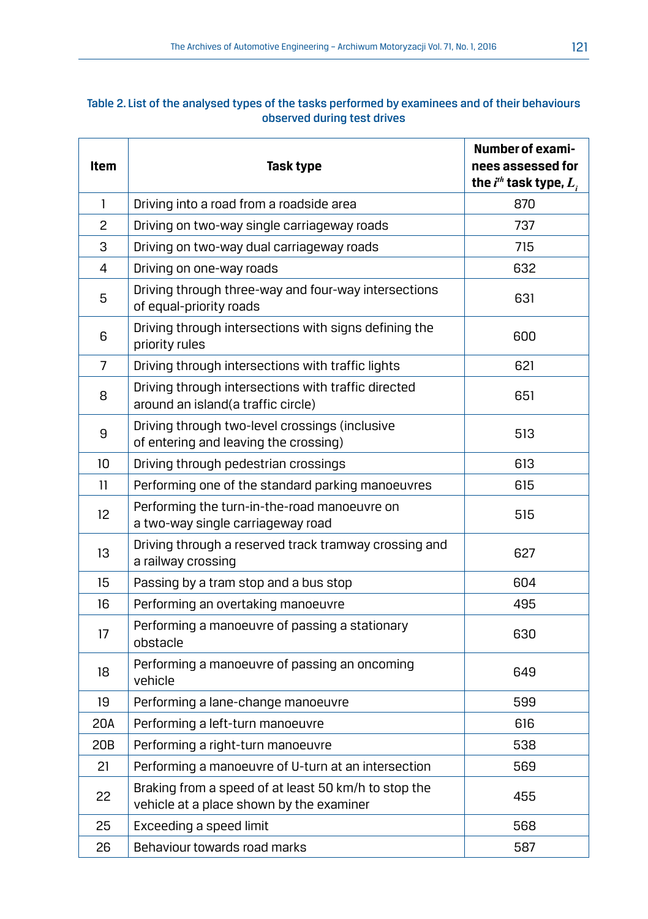Table 2. List of the analysed types of the tasks performed by examinees and of their behaviours observed during test drives

| Item | Task type | Number of examinees assessed for the $i^{th}$ task type, $L_i$ |
|---|---|---|
| 1 | Driving into a road from a roadside area | 870 |
| 2 | Driving on two-way single carriageway roads | 737 |
| 3 | Driving on two-way dual carriageway roads | 715 |
| 4 | Driving on one-way roads | 632 |
| 5 | Driving through three-way and four-way intersections of equal-priority roads | 631 |
| 6 | Driving through intersections with signs defining the priority rules | 600 |
| 7 | Driving through intersections with traffic lights | 621 |
| 8 | Driving through intersections with traffic directed around an island(a traffic circle) | 651 |
| 9 | Driving through two-level crossings (inclusive of entering and leaving the crossing) | 513 |
| 10 | Driving through pedestrian crossings | 613 |
| 11 | Performing one of the standard parking manoeuvres | 615 |
| 12 | Performing the turn-in-the-road manoeuvre on a two-way single carriageway road | 515 |
| 13 | Driving through a reserved track tramway crossing and a railway crossing | 627 |
| 15 | Passing by a tram stop and a bus stop | 604 |
| 16 | Performing an overtaking manoeuvre | 495 |
| 17 | Performing a manoeuvre of passing a stationary obstacle | 630 |
| 18 | Performing a manoeuvre of passing an oncoming vehicle | 649 |
| 19 | Performing a lane-change manoeuvre | 599 |
| 20A | Performing a left-turn manoeuvre | 616 |
| 20B | Performing a right-turn manoeuvre | 538 |
| 21 | Performing a manoeuvre of U-turn at an intersection | 569 |
| 22 | Braking from a speed of at least 50 km/h to stop the vehicle at a place shown by the examiner | 455 |
| 25 | Exceeding a speed limit | 568 |
| 26 | Behaviour towards road marks | 587 |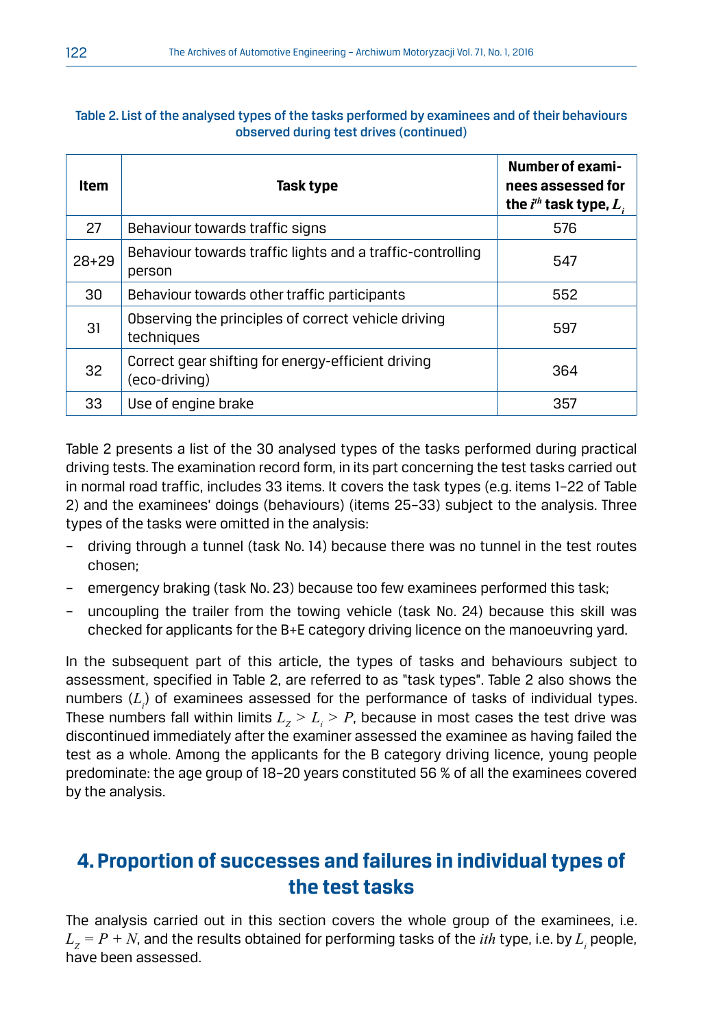Table 2. List of the analysed types of the tasks performed by examinees and of their behaviours observed during test drives (continued)

| Item | Task type | Number of examinees assessed for the $i^{th}$ task type, $L_i$ |
|---|---|---|
| 27 | Behaviour towards traffic signs | 576 |
| 28+29 | Behaviour towards traffic lights and a traffic-controlling person | 547 |
| 30 | Behaviour towards other traffic participants | 552 |
| 31 | Observing the principles of correct vehicle driving techniques | 597 |
| 32 | Correct gear shifting for energy-efficient driving (eco-driving) | 364 |
| 33 | Use of engine brake | 357 |

Table 2 presents a list of the 30 analysed types of the tasks performed during practical driving tests. The examination record form, in its part concerning the test tasks carried out in normal road traffic, includes 33 items. It covers the task types (e.g. items 1–22 of Table 2) and the examinees' doings (behaviours) (items 25–33) subject to the analysis. Three types of the tasks were omitted in the analysis:

- driving through a tunnel (task No. 14) because there was no tunnel in the test routes chosen;
- emergency braking (task No. 23) because too few examinees performed this task;
- uncoupling the trailer from the towing vehicle (task No. 24) because this skill was checked for applicants for the B+E category driving licence on the manoeuvring yard.

In the subsequent part of this article, the types of tasks and behaviours subject to assessment, specified in Table 2, are referred to as "task types". Table 2 also shows the numbers ($L_i$) of examinees assessed for the performance of tasks of individual types. These numbers fall within limits $L_Z > L_i > P$, because in most cases the test drive was discontinued immediately after the examiner assessed the examinee as having failed the test as a whole. Among the applicants for the B category driving licence, young people predominate: the age group of 18–20 years constituted 56 % of all the examinees covered by the analysis.

## 4. Proportion of successes and failures in individual types of the test tasks

The analysis carried out in this section covers the whole group of the examinees, i.e. $L_Z = P + N$, and the results obtained for performing tasks of the $ith$ type, i.e. by $L_i$ people, have been assessed.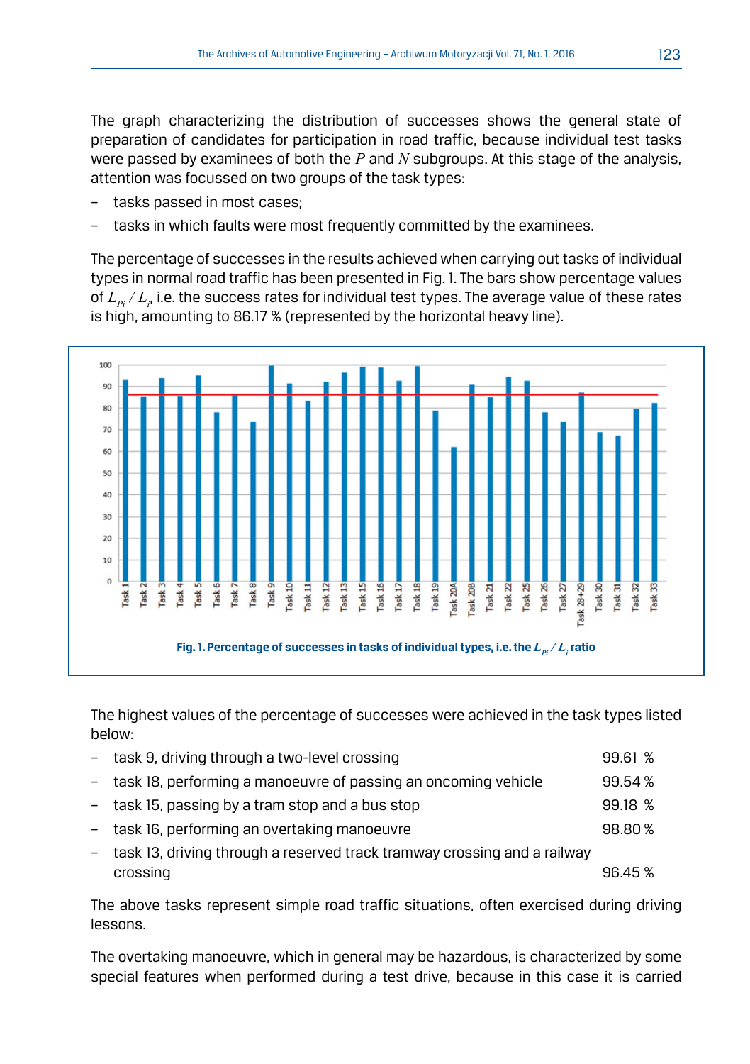The graph characterizing the distribution of successes shows the general state of preparation of candidates for participation in road traffic, because individual test tasks were passed by examinees of both the $P$ and $N$ subgroups. At this stage of the analysis, attention was focussed on two groups of the task types:

- tasks passed in most cases;
- tasks in which faults were most frequently committed by the examinees.

The percentage of successes in the results achieved when carrying out tasks of individual types in normal road traffic has been presented in Fig. 1. The bars show percentage values of $L_{Pi} / L_i$, i.e. the success rates for individual test types. The average value of these rates is high, amounting to 86.17 % (represented by the horizontal heavy line).

**Fig. 1. Percentage of successes in tasks of individual types, i.e. the $L_{Pi} / L_i$ ratio**

The highest values of the percentage of successes were achieved in the task types listed below:

- task 9, driving through a two-level crossing 99.61 %
- task 18, performing a manoeuvre of passing an oncoming vehicle 99.54 %
- task 15, passing by a tram stop and a bus stop 99.18 %
- task 16, performing an overtaking manoeuvre 98.80 %
- task 13, driving through a reserved track tramway crossing and a railway crossing 96.45 %

The above tasks represent simple road traffic situations, often exercised during driving lessons.

The overtaking manoeuvre, which in general may be hazardous, is characterized by some special features when performed during a test drive, because in this case it is carried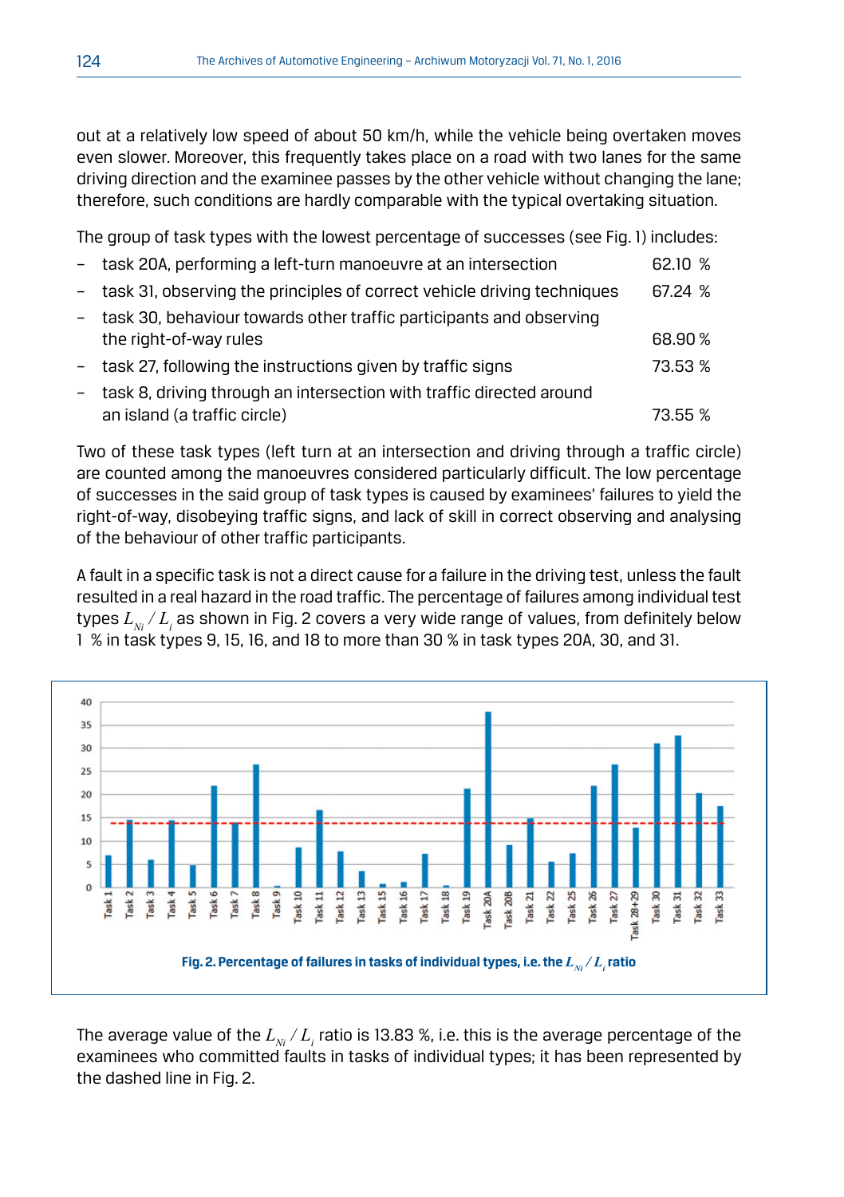out at a relatively low speed of about 50 km/h, while the vehicle being overtaken moves even slower. Moreover, this frequently takes place on a road with two lanes for the same driving direction and the examinee passes by the other vehicle without changing the lane; therefore, such conditions are hardly comparable with the typical overtaking situation.

The group of task types with the lowest percentage of successes (see Fig. 1) includes:

- task 20A, performing a left-turn manoeuvre at an intersection 62.10 %
- task 31, observing the principles of correct vehicle driving techniques 67.24 %
- task 30, behaviour towards other traffic participants and observing the right-of-way rules 68.90 %
- task 27, following the instructions given by traffic signs 73.53 %
- task 8, driving through an intersection with traffic directed around an island (a traffic circle) 73.55 %

Two of these task types (left turn at an intersection and driving through a traffic circle) are counted among the manoeuvres considered particularly difficult. The low percentage of successes in the said group of task types is caused by examinees' failures to yield the right-of-way, disobeying traffic signs, and lack of skill in correct observing and analysing of the behaviour of other traffic participants.

A fault in a specific task is not a direct cause for a failure in the driving test, unless the fault resulted in a real hazard in the road traffic. The percentage of failures among individual test types $L_{Ni} / L_i$ as shown in Fig. 2 covers a very wide range of values, from definitely below 1 % in task types 9, 15, 16, and 18 to more than 30 % in task types 20A, 30, and 31.

**Fig. 2. Percentage of failures in tasks of individual types, i.e. the $L_{Ni} / L_i$ ratio**

The average value of the $L_{Ni} / L_i$ ratio is 13.83 %, i.e. this is the average percentage of the examinees who committed faults in tasks of individual types; it has been represented by the dashed line in Fig. 2.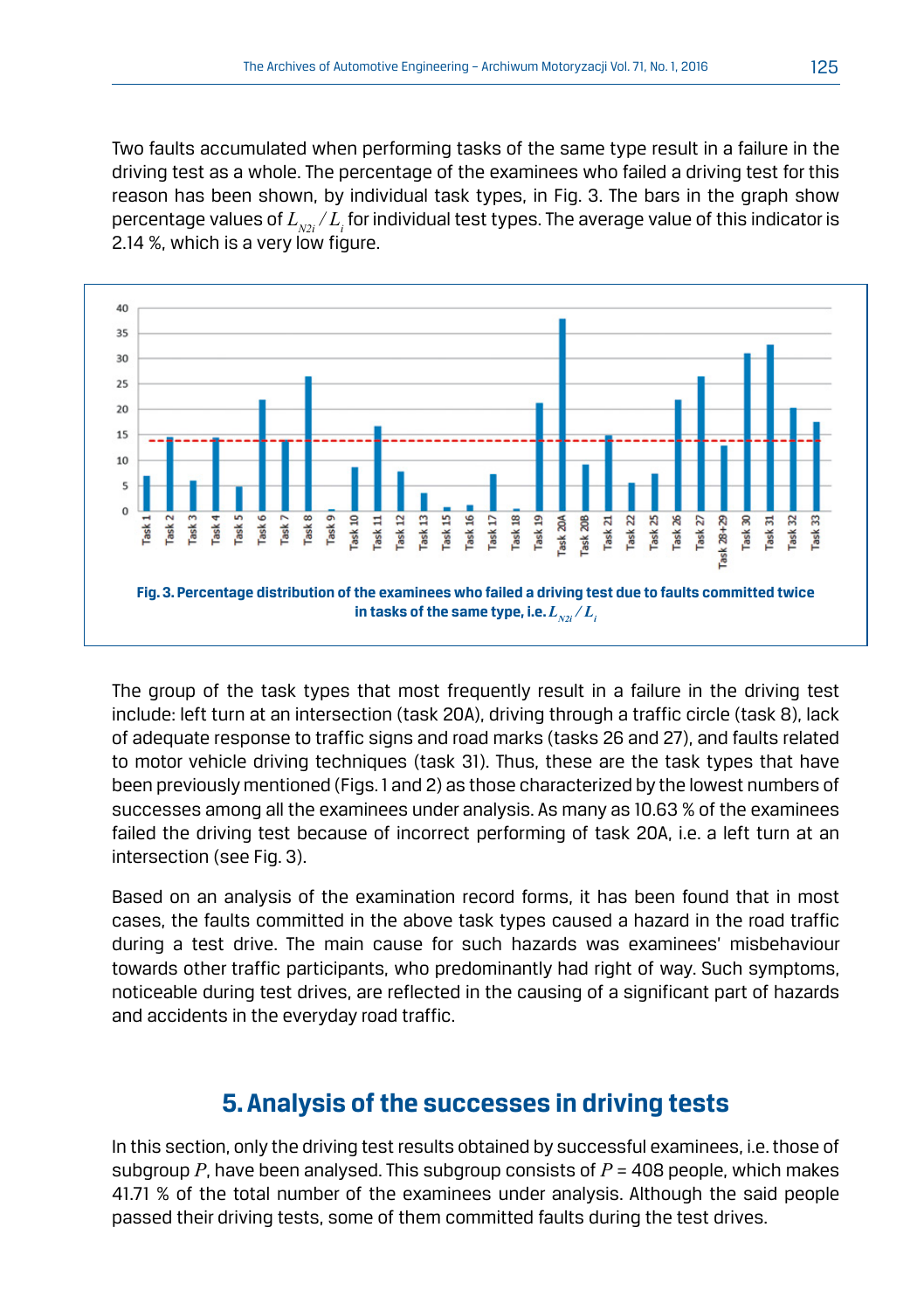Two faults accumulated when performing tasks of the same type result in a failure in the driving test as a whole. The percentage of the examinees who failed a driving test for this reason has been shown, by individual task types, in Fig. 3. The bars in the graph show percentage values of $L_{N2i} / L_i$ for individual test types. The average value of this indicator is 2.14 %, which is a very low figure.

**Fig. 3. Percentage distribution of the examinees who failed a driving test due to faults committed twice in tasks of the same type, i.e. $L_{N2i} / L_i$**

The group of the task types that most frequently result in a failure in the driving test include: left turn at an intersection (task 20A), driving through a traffic circle (task 8), lack of adequate response to traffic signs and road marks (tasks 26 and 27), and faults related to motor vehicle driving techniques (task 31). Thus, these are the task types that have been previously mentioned (Figs. 1 and 2) as those characterized by the lowest numbers of successes among all the examinees under analysis. As many as 10.63 % of the examinees failed the driving test because of incorrect performing of task 20A, i.e. a left turn at an intersection (see Fig. 3).

Based on an analysis of the examination record forms, it has been found that in most cases, the faults committed in the above task types caused a hazard in the road traffic during a test drive. The main cause for such hazards was examinees' misbehaviour towards other traffic participants, who predominantly had right of way. Such symptoms, noticeable during test drives, are reflected in the causing of a significant part of hazards and accidents in the everyday road traffic.

## 5. Analysis of the successes in driving tests

In this section, only the driving test results obtained by successful examinees, i.e. those of subgroup $P$, have been analysed. This subgroup consists of $P$ = 408 people, which makes 41.71 % of the total number of the examinees under analysis. Although the said people passed their driving tests, some of them committed faults during the test drives.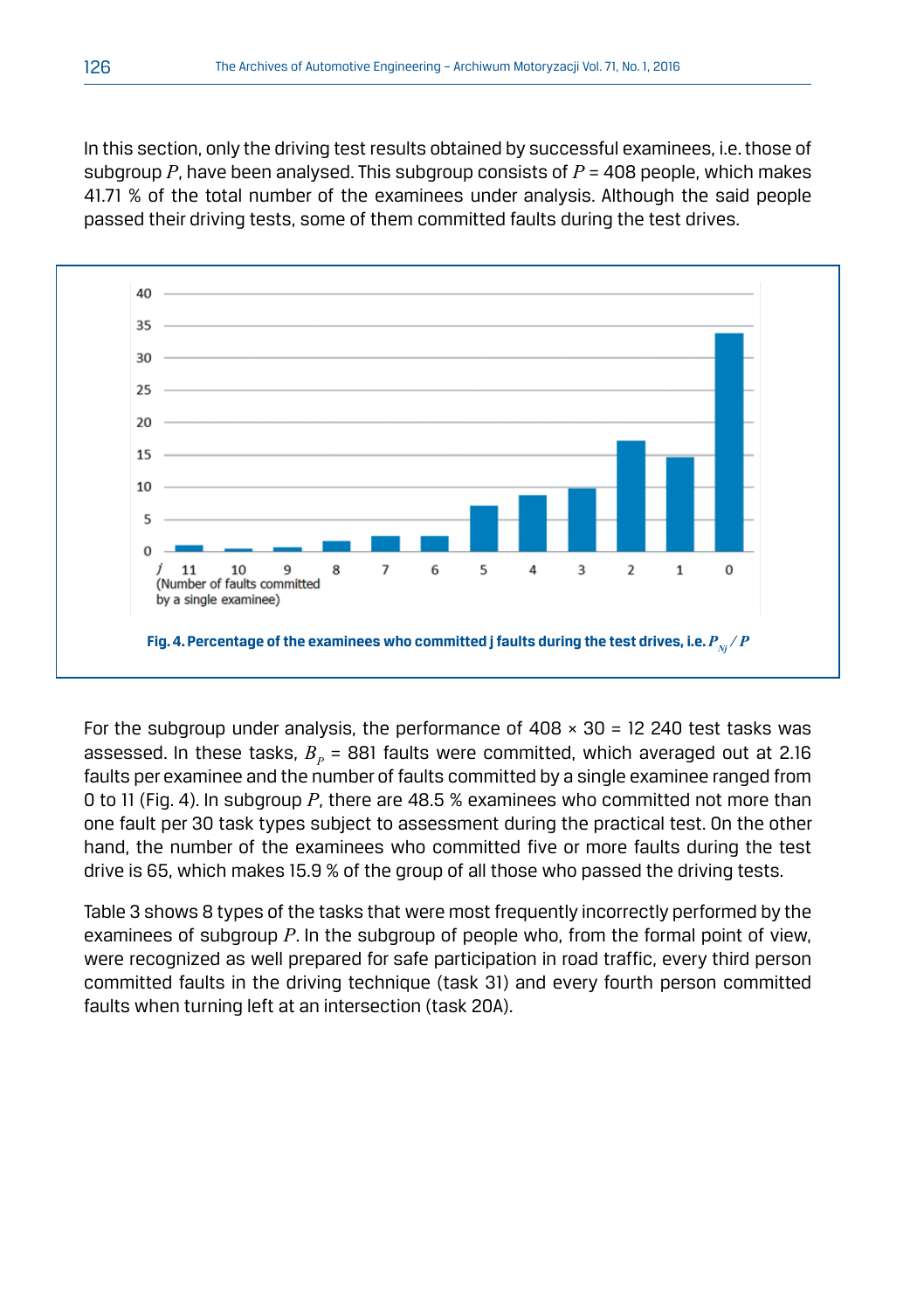In this section, only the driving test results obtained by successful examinees, i.e. those of subgroup $P$, have been analysed. This subgroup consists of $P$ = 408 people, which makes 41.71 % of the total number of the examinees under analysis. Although the said people passed their driving tests, some of them committed faults during the test drives.

**Fig. 4. Percentage of the examinees who committed j faults during the test drives, i.e. $P_{Nj} / P$**

For the subgroup under analysis, the performance of 408 × 30 = 12 240 test tasks was assessed. In these tasks, $B_P$ = 881 faults were committed, which averaged out at 2.16 faults per examinee and the number of faults committed by a single examinee ranged from 0 to 11 (Fig. 4). In subgroup $P$, there are 48.5 % examinees who committed not more than one fault per 30 task types subject to assessment during the practical test. On the other hand, the number of the examinees who committed five or more faults during the test drive is 65, which makes 15.9 % of the group of all those who passed the driving tests.

Table 3 shows 8 types of the tasks that were most frequently incorrectly performed by the examinees of subgroup $P$. In the subgroup of people who, from the formal point of view, were recognized as well prepared for safe participation in road traffic, every third person committed faults in the driving technique (task 31) and every fourth person committed faults when turning left at an intersection (task 20A).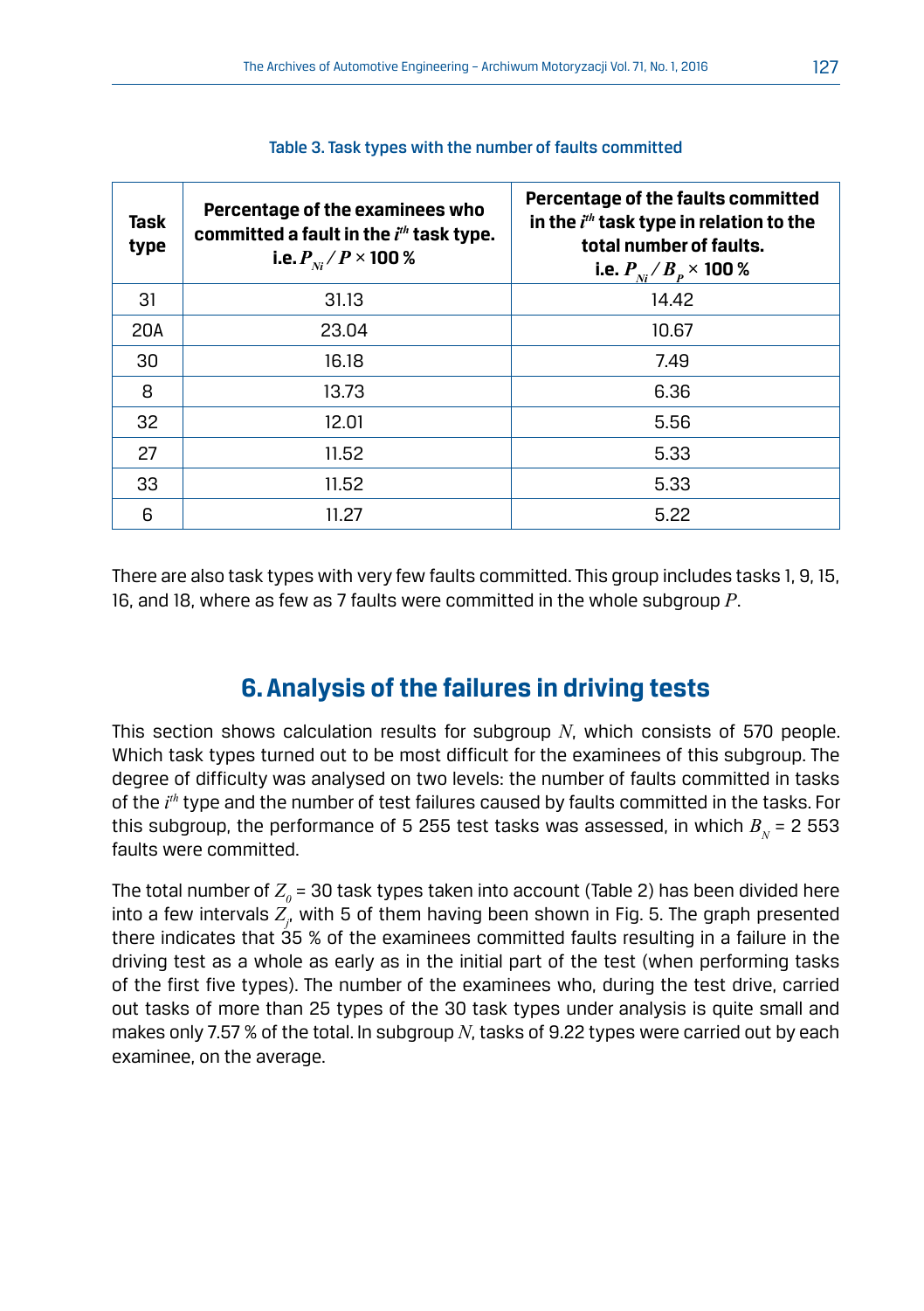Table 3. Task types with the number of faults committed

| Task type | Percentage of the examinees who committed a fault in the $i^{th}$ task type. i.e. $P_{Ni} / P \times 100$ % | Percentage of the faults committed in the $i^{th}$ task type in relation to the total number of faults. i.e. $P_{Ni} / B_P \times 100$ % |
|---|---|---|
| 31 | 31.13 | 14.42 |
| 20A | 23.04 | 10.67 |
| 30 | 16.18 | 7.49 |
| 8 | 13.73 | 6.36 |
| 32 | 12.01 | 5.56 |
| 27 | 11.52 | 5.33 |
| 33 | 11.52 | 5.33 |
| 6 | 11.27 | 5.22 |

There are also task types with very few faults committed. This group includes tasks 1, 9, 15, 16, and 18, where as few as 7 faults were committed in the whole subgroup $P$.

## 6. Analysis of the failures in driving tests

This section shows calculation results for subgroup $N$, which consists of 570 people. Which task types turned out to be most difficult for the examinees of this subgroup. The degree of difficulty was analysed on two levels: the number of faults committed in tasks of the $i^{th}$ type and the number of test failures caused by faults committed in the tasks. For this subgroup, the performance of 5 255 test tasks was assessed, in which $B_N$ = 2 553 faults were committed.

The total number of $Z_0$ = 30 task types taken into account (Table 2) has been divided here into a few intervals $Z_j$, with 5 of them having been shown in Fig. 5. The graph presented there indicates that 35 % of the examinees committed faults resulting in a failure in the driving test as a whole as early as in the initial part of the test (when performing tasks of the first five types). The number of the examinees who, during the test drive, carried out tasks of more than 25 types of the 30 task types under analysis is quite small and makes only 7.57 % of the total. In subgroup $N$, tasks of 9.22 types were carried out by each examinee, on the average.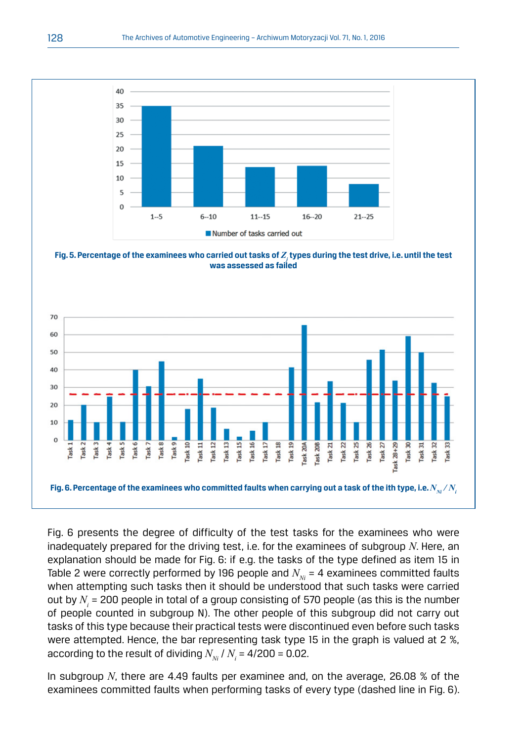Fig. 5. Percentage of the examinees who carried out tasks of $Z_j$ types during the test drive, i.e. until the test was assessed as failed

Fig. 6. Percentage of the examinees who committed faults when carrying out a task of the ith type, i.e. $N_{Ni} / N_i$

Fig. 6 presents the degree of difficulty of the test tasks for the examinees who were inadequately prepared for the driving test, i.e. for the examinees of subgroup $N$. Here, an explanation should be made for Fig. 6: if e.g. the tasks of the type defined as item 15 in Table 2 were correctly performed by 196 people and $N_{Ni}$ = 4 examinees committed faults when attempting such tasks then it should be understood that such tasks were carried out by $N_i$ = 200 people in total of a group consisting of 570 people (as this is the number of people counted in subgroup N). The other people of this subgroup did not carry out tasks of this type because their practical tests were discontinued even before such tasks were attempted. Hence, the bar representing task type 15 in the graph is valued at 2 %, according to the result of dividing $N_{Ni} / N_i$ = 4/200 = 0.02.

In subgroup $N$, there are 4.49 faults per examinee and, on the average, 26.08 % of the examinees committed faults when performing tasks of every type (dashed line in Fig. 6).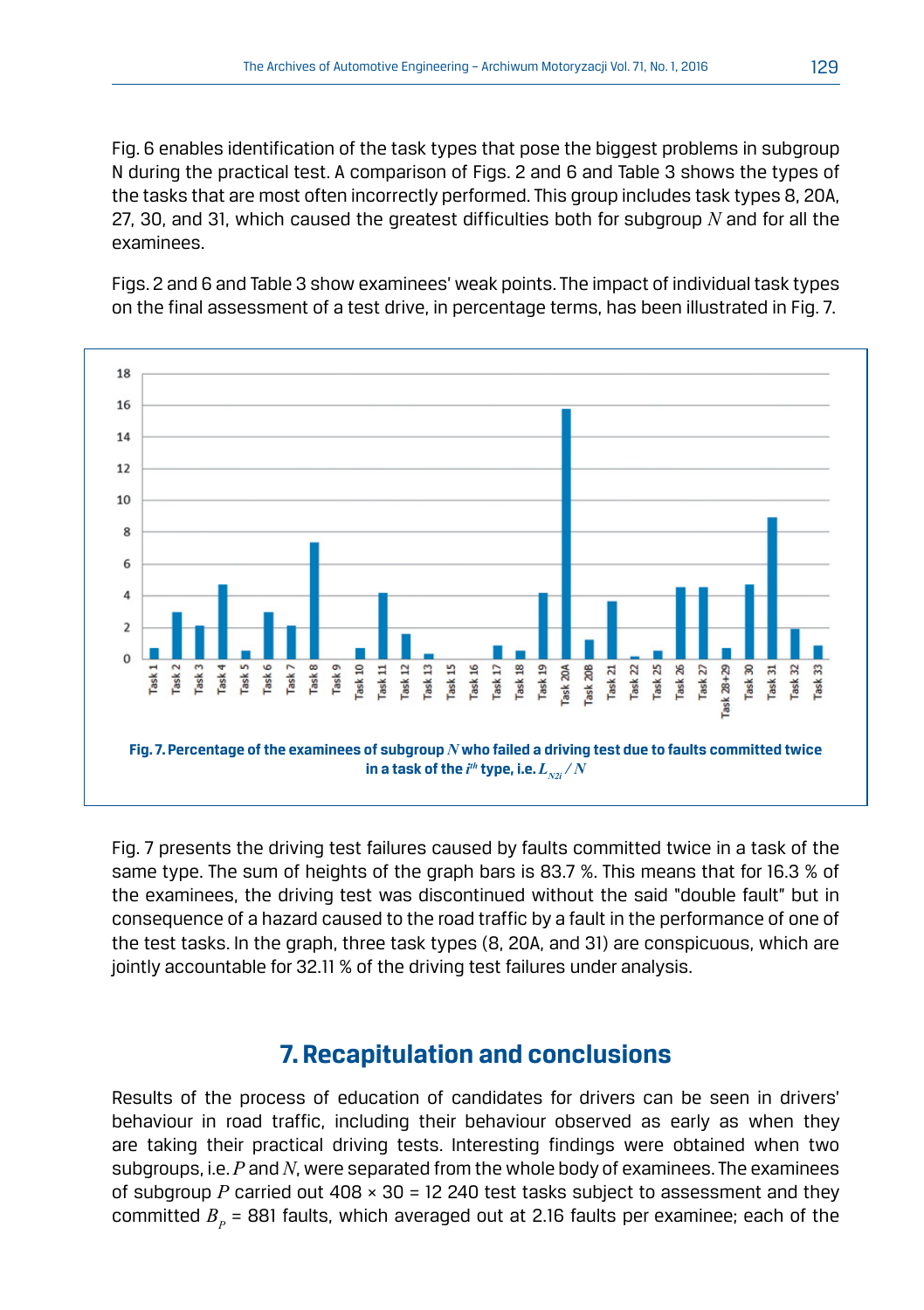Fig. 6 enables identification of the task types that pose the biggest problems in subgroup N during the practical test. A comparison of Figs. 2 and 6 and Table 3 shows the types of the tasks that are most often incorrectly performed. This group includes task types 8, 20A, 27, 30, and 31, which caused the greatest difficulties both for subgroup $N$ and for all the examinees.

Figs. 2 and 6 and Table 3 show examinees' weak points. The impact of individual task types on the final assessment of a test drive, in percentage terms, has been illustrated in Fig. 7.

**Fig. 7. Percentage of the examinees of subgroup $N$ who failed a driving test due to faults committed twice in a task of the $i^{th}$ type, i.e. $L_{N2i} / N$**

Fig. 7 presents the driving test failures caused by faults committed twice in a task of the same type. The sum of heights of the graph bars is 83.7 %. This means that for 16.3 % of the examinees, the driving test was discontinued without the said "double fault" but in consequence of a hazard caused to the road traffic by a fault in the performance of one of the test tasks. In the graph, three task types (8, 20A, and 31) are conspicuous, which are jointly accountable for 32.11 % of the driving test failures under analysis.

## 7. Recapitulation and conclusions

Results of the process of education of candidates for drivers can be seen in drivers' behaviour in road traffic, including their behaviour observed as early as when they are taking their practical driving tests. Interesting findings were obtained when two subgroups, i.e. $P$ and $N$, were separated from the whole body of examinees. The examinees of subgroup $P$ carried out 408 × 30 = 12 240 test tasks subject to assessment and they committed $B_P$ = 881 faults, which averaged out at 2.16 faults per examinee; each of the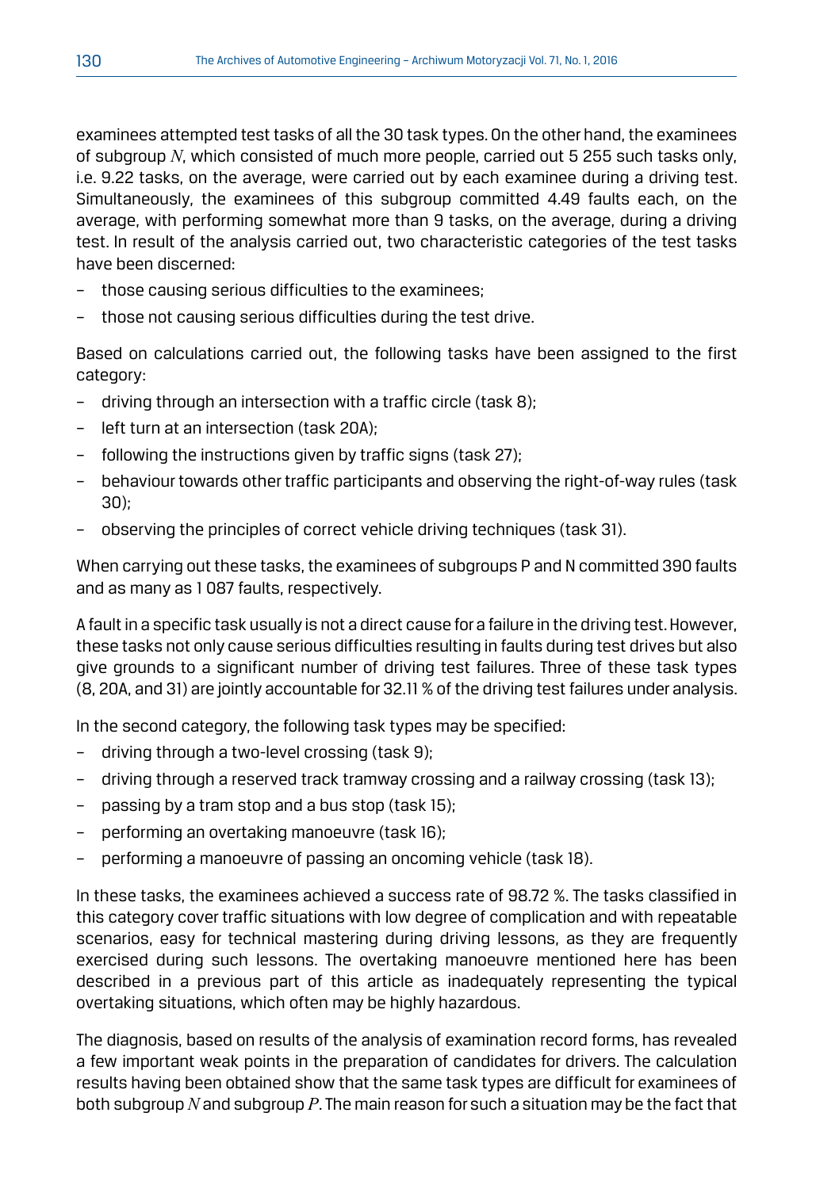examinees attempted test tasks of all the 30 task types. On the other hand, the examinees of subgroup $N$, which consisted of much more people, carried out 5 255 such tasks only, i.e. 9.22 tasks, on the average, were carried out by each examinee during a driving test. Simultaneously, the examinees of this subgroup committed 4.49 faults each, on the average, with performing somewhat more than 9 tasks, on the average, during a driving test. In result of the analysis carried out, two characteristic categories of the test tasks have been discerned:

- those causing serious difficulties to the examinees;
- those not causing serious difficulties during the test drive.

Based on calculations carried out, the following tasks have been assigned to the first category:

- driving through an intersection with a traffic circle (task 8);
- left turn at an intersection (task 20A);
- following the instructions given by traffic signs (task 27);
- behaviour towards other traffic participants and observing the right-of-way rules (task 30);
- observing the principles of correct vehicle driving techniques (task 31).

When carrying out these tasks, the examinees of subgroups P and N committed 390 faults and as many as 1 087 faults, respectively.

A fault in a specific task usually is not a direct cause for a failure in the driving test. However, these tasks not only cause serious difficulties resulting in faults during test drives but also give grounds to a significant number of driving test failures. Three of these task types (8, 20A, and 31) are jointly accountable for 32.11 % of the driving test failures under analysis.

In the second category, the following task types may be specified:

- driving through a two-level crossing (task 9);
- driving through a reserved track tramway crossing and a railway crossing (task 13);
- passing by a tram stop and a bus stop (task 15);
- performing an overtaking manoeuvre (task 16);
- performing a manoeuvre of passing an oncoming vehicle (task 18).

In these tasks, the examinees achieved a success rate of 98.72 %. The tasks classified in this category cover traffic situations with low degree of complication and with repeatable scenarios, easy for technical mastering during driving lessons, as they are frequently exercised during such lessons. The overtaking manoeuvre mentioned here has been described in a previous part of this article as inadequately representing the typical overtaking situations, which often may be highly hazardous.

The diagnosis, based on results of the analysis of examination record forms, has revealed a few important weak points in the preparation of candidates for drivers. The calculation results having been obtained show that the same task types are difficult for examinees of both subgroup $N$ and subgroup $P$. The main reason for such a situation may be the fact that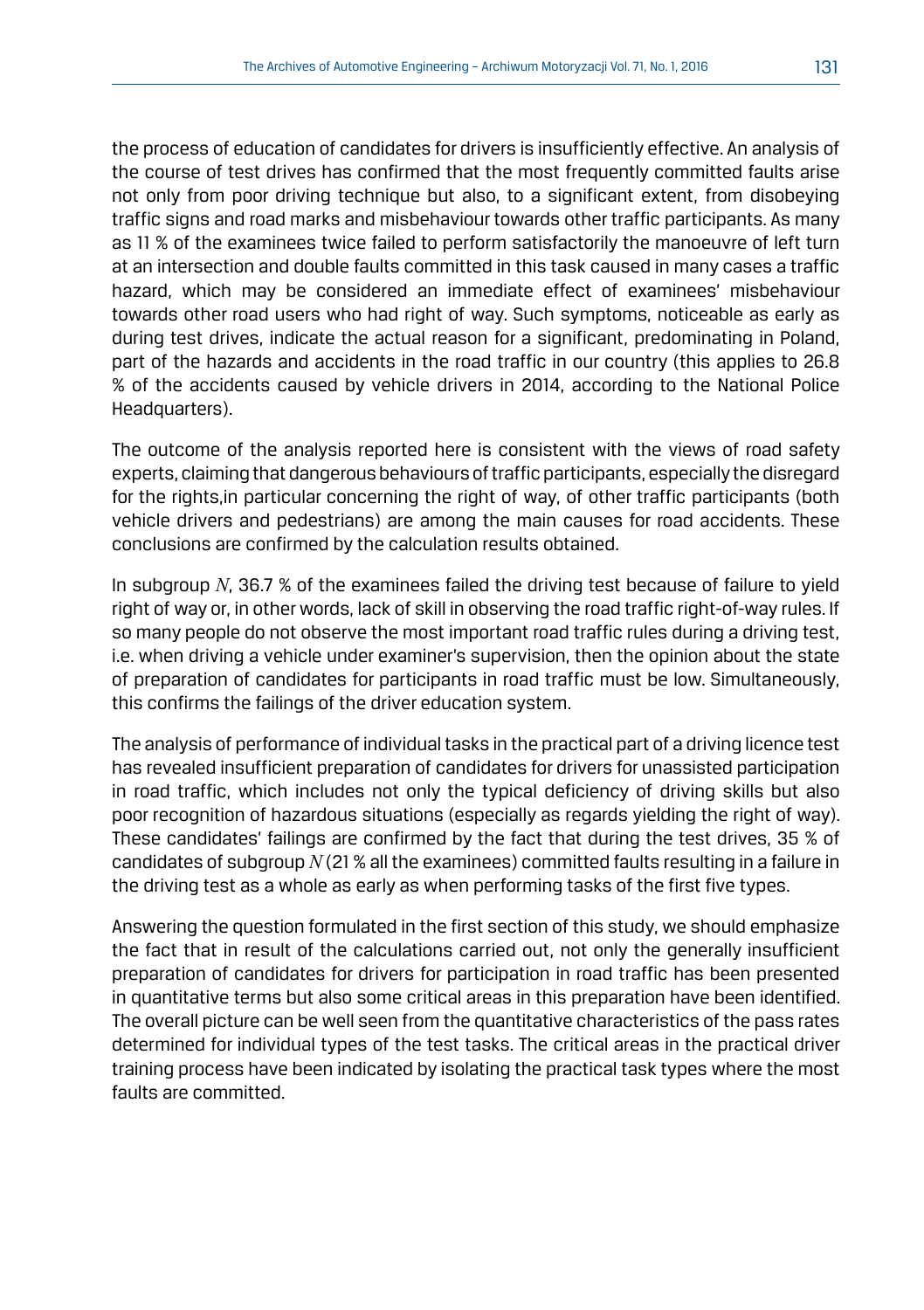the process of education of candidates for drivers is insufficiently effective. An analysis of the course of test drives has confirmed that the most frequently committed faults arise not only from poor driving technique but also, to a significant extent, from disobeying traffic signs and road marks and misbehaviour towards other traffic participants. As many as 11 % of the examinees twice failed to perform satisfactorily the manoeuvre of left turn at an intersection and double faults committed in this task caused in many cases a traffic hazard, which may be considered an immediate effect of examinees' misbehaviour towards other road users who had right of way. Such symptoms, noticeable as early as during test drives, indicate the actual reason for a significant, predominating in Poland, part of the hazards and accidents in the road traffic in our country (this applies to 26.8 % of the accidents caused by vehicle drivers in 2014, according to the National Police Headquarters).

The outcome of the analysis reported here is consistent with the views of road safety experts, claiming that dangerous behaviours of traffic participants, especially the disregard for the rights,in particular concerning the right of way, of other traffic participants (both vehicle drivers and pedestrians) are among the main causes for road accidents. These conclusions are confirmed by the calculation results obtained.

In subgroup $N$, 36.7 % of the examinees failed the driving test because of failure to yield right of way or, in other words, lack of skill in observing the road traffic right-of-way rules. If so many people do not observe the most important road traffic rules during a driving test, i.e. when driving a vehicle under examiner's supervision, then the opinion about the state of preparation of candidates for participants in road traffic must be low. Simultaneously, this confirms the failings of the driver education system.

The analysis of performance of individual tasks in the practical part of a driving licence test has revealed insufficient preparation of candidates for drivers for unassisted participation in road traffic, which includes not only the typical deficiency of driving skills but also poor recognition of hazardous situations (especially as regards yielding the right of way). These candidates' failings are confirmed by the fact that during the test drives, 35 % of candidates of subgroup $N$ (21 % all the examinees) committed faults resulting in a failure in the driving test as a whole as early as when performing tasks of the first five types.

Answering the question formulated in the first section of this study, we should emphasize the fact that in result of the calculations carried out, not only the generally insufficient preparation of candidates for drivers for participation in road traffic has been presented in quantitative terms but also some critical areas in this preparation have been identified. The overall picture can be well seen from the quantitative characteristics of the pass rates determined for individual types of the test tasks. The critical areas in the practical driver training process have been indicated by isolating the practical task types where the most faults are committed.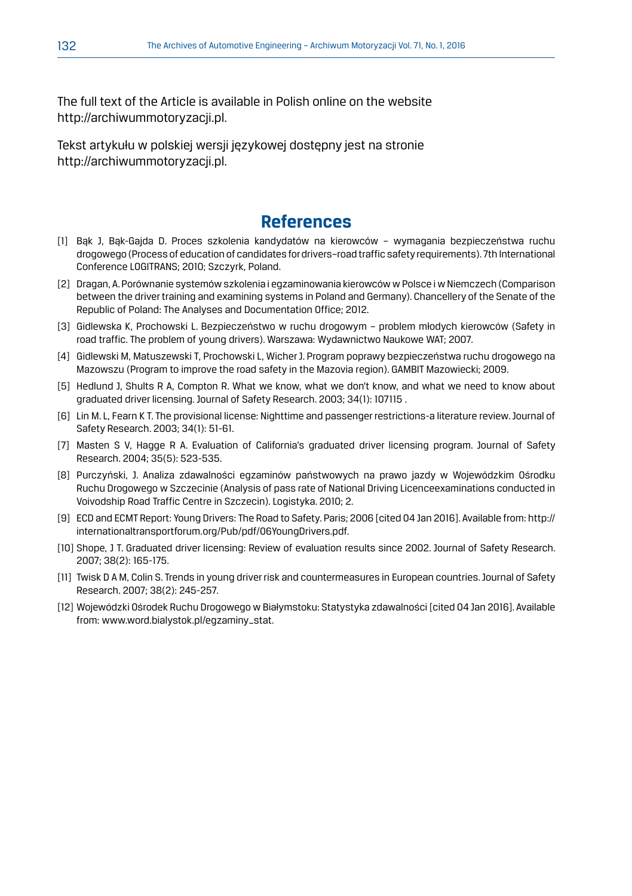The full text of the Article is available in Polish online on the website http://archiwummotoryzacji.pl.

Tekst artykułu w polskiej wersji językowej dostępny jest na stronie http://archiwummotoryzacji.pl.

## References

[1] Bąk J, Bąk-Gajda D. Proces szkolenia kandydatów na kierowców – wymagania bezpieczeństwa ruchu drogowego (Process of education of candidates for drivers–road traffic safety requirements). 7th International Conference LOGITRANS; 2010; Szczyrk, Poland.

[2] Dragan, A. Porównanie systemów szkolenia i egzaminowania kierowców w Polsce i w Niemczech (Comparison between the driver training and examining systems in Poland and Germany). Chancellery of the Senate of the Republic of Poland: The Analyses and Documentation Office; 2012.

[3] Gidlewska K, Prochowski L. Bezpieczeństwo w ruchu drogowym – problem młodych kierowców (Safety in road traffic. The problem of young drivers). Warszawa: Wydawnictwo Naukowe WAT; 2007.

[4] Gidlewski M, Matuszewski T, Prochowski L, Wicher J. Program poprawy bezpieczeństwa ruchu drogowego na Mazowszu (Program to improve the road safety in the Mazovia region). GAMBIT Mazowiecki; 2009.

[5] Hedlund J, Shults R A, Compton R. What we know, what we don't know, and what we need to know about graduated driver licensing. Journal of Safety Research. 2003; 34(1): 107115 .

[6] Lin M. L, Fearn K T. The provisional license: Nighttime and passenger restrictions-a literature review. Journal of Safety Research. 2003; 34(1): 51-61.

[7] Masten S V, Hagge R A. Evaluation of California's graduated driver licensing program. Journal of Safety Research. 2004; 35(5): 523-535.

[8] Purczyński, J. Analiza zdawalności egzaminów państwowych na prawo jazdy w Wojewódzkim Ośrodku Ruchu Drogowego w Szczecinie (Analysis of pass rate of National Driving Licenceexaminations conducted in Voivodship Road Traffic Centre in Szczecin). Logistyka. 2010; 2.

[9] ECD and ECMT Report: Young Drivers: The Road to Safety. Paris; 2006 [cited 04 Jan 2016]. Available from: http://internationaltransportforum.org/Pub/pdf/06YoungDrivers.pdf.

[10] Shope, J T. Graduated driver licensing: Review of evaluation results since 2002. Journal of Safety Research. 2007; 38(2): 165-175.

[11] Twisk D A M, Colin S. Trends in young driver risk and countermeasures in European countries. Journal of Safety Research. 2007; 38(2): 245-257.

[12] Wojewódzki Ośrodek Ruchu Drogowego w Białymstoku: Statystyka zdawalności [cited 04 Jan 2016]. Available from: www.word.bialystok.pl/egzaminy_stat.